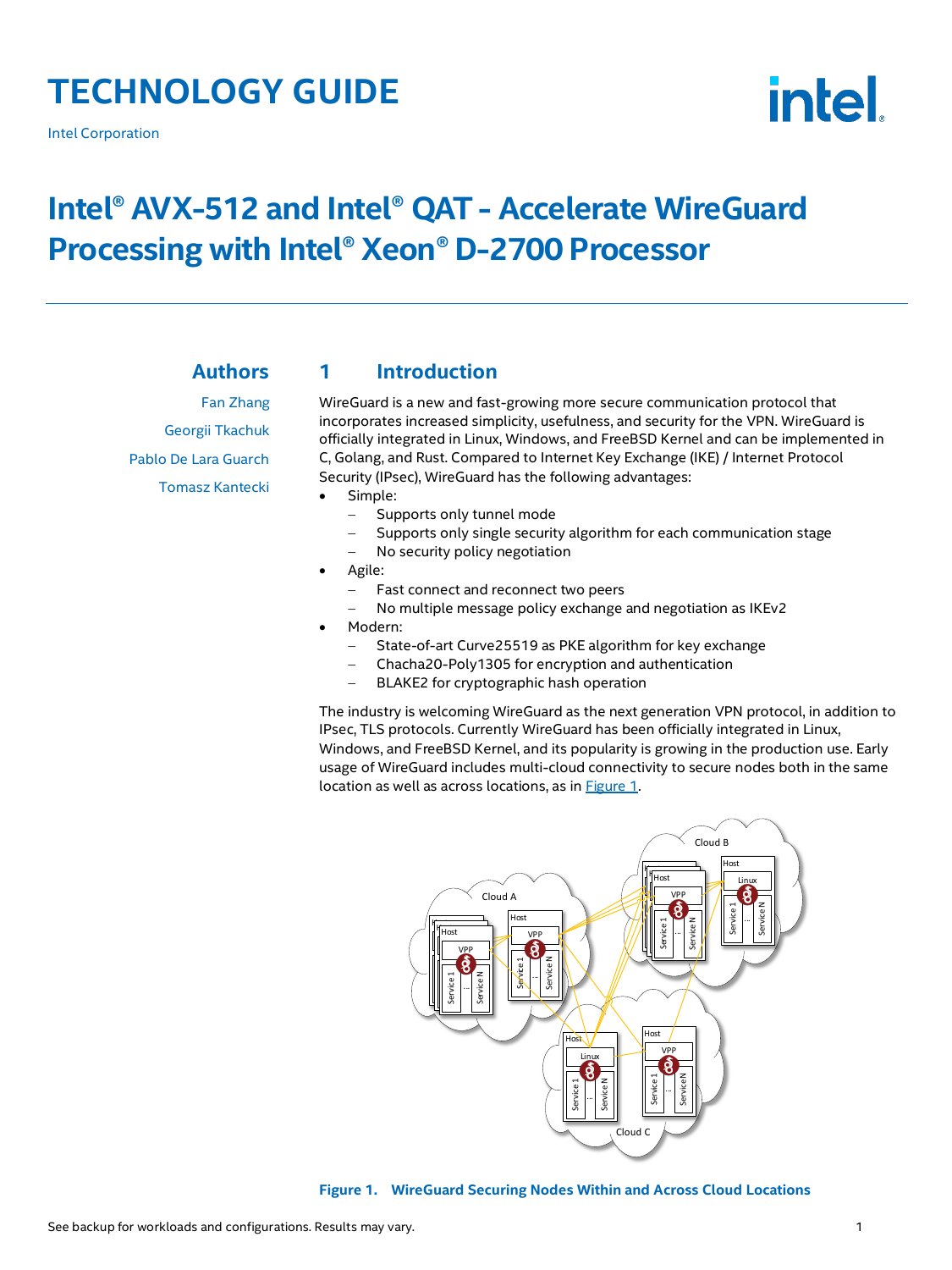# TECHNOLOGY GUIDE

Intel Corporation

# Intel® AVX-512 and Intel® QAT - Accelerate WireGuard Processing with Intel® Xeon® D-2700 Processor

## Authors

Fan Zhang

Georgii Tkachuk

Pablo De Lara Guarch

Tomasz Kantecki

## 1 Introduction

WireGuard is a new and fast-growing more secure communication protocol that incorporates increased simplicity, usefulness, and security for the VPN. WireGuard is officially integrated in Linux, Windows, and FreeBSD Kernel and can be implemented in C, Golang, and Rust. Compared to Internet Key Exchange (IKE) / Internet Protocol Security (IPsec), WireGuard has the following advantages:

- Simple:
  - Supports only tunnel mode
  - Supports only single security algorithm for each communication stage
  - No security policy negotiation
- Agile:
  - Fast connect and reconnect two peers
  - No multiple message policy exchange and negotiation as IKEv2
- Modern:
  - State-of-art Curve25519 as PKE algorithm for key exchange
  - Chacha20-Poly1305 for encryption and authentication
  - BLAKE2 for cryptographic hash operation

The industry is welcoming WireGuard as the next generation VPN protocol, in addition to IPsec, TLS protocols. Currently WireGuard has been officially integrated in Linux, Windows, and FreeBSD Kernel, and its popularity is growing in the production use. Early usage of WireGuard includes multi-cloud connectivity to secure nodes both in the same location as well as across locations, as in Figure 1.

**Figure 1. WireGuard Securing Nodes Within and Across Cloud Locations**

See backup for workloads and configurations. Results may vary.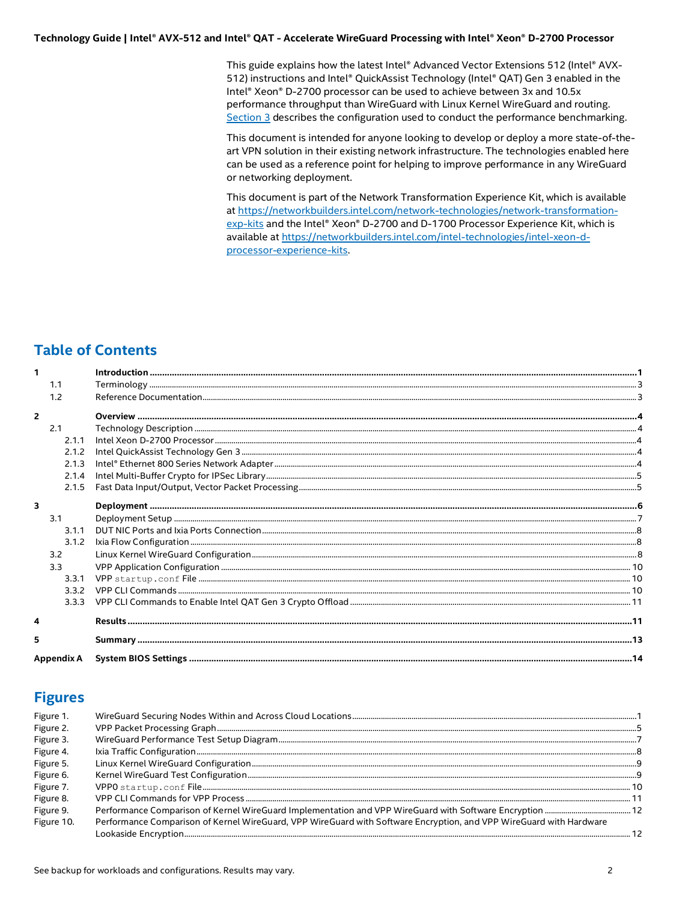This guide explains how the latest Intel® Advanced Vector Extensions 512 (Intel® AVX-512) instructions and Intel® QuickAssist Technology (Intel® QAT) Gen 3 enabled in the Intel® Xeon® D-2700 processor can be used to achieve between 3x and 10.5x performance throughput than WireGuard with Linux Kernel WireGuard and routing. Section 3 describes the configuration used to conduct the performance benchmarking.

This document is intended for anyone looking to develop or deploy a more state-of-the-art VPN solution in their existing network infrastructure. The technologies enabled here can be used as a reference point for helping to improve performance in any WireGuard or networking deployment.

This document is part of the Network Transformation Experience Kit, which is available at https://networkbuilders.intel.com/network-technologies/network-transformation-exp-kits and the Intel® Xeon® D-2700 and D-1700 Processor Experience Kit, which is available at https://networkbuilders.intel.com/intel-technologies/intel-xeon-d-processor-experience-kits.

## Table of Contents

| | | |
|---|---|---|
| **1** | **Introduction** | **1** |
| 1.1 | Terminology | 3 |
| 1.2 | Reference Documentation | 3 |
| **2** | **Overview** | **4** |
| 2.1 | Technology Description | 4 |
| 2.1.1 | Intel Xeon D-2700 Processor | 4 |
| 2.1.2 | Intel QuickAssist Technology Gen 3 | 4 |
| 2.1.3 | Intel® Ethernet 800 Series Network Adapter | 4 |
| 2.1.4 | Intel Multi-Buffer Crypto for IPSec Library | 5 |
| 2.1.5 | Fast Data Input/Output, Vector Packet Processing | 5 |
| **3** | **Deployment** | **6** |
| 3.1 | Deployment Setup | 7 |
| 3.1.1 | DUT NIC Ports and Ixia Ports Connection | 8 |
| 3.1.2 | Ixia Flow Configuration | 8 |
| 3.2 | Linux Kernel WireGuard Configuration | 8 |
| 3.3 | VPP Application Configuration | 10 |
| 3.3.1 | VPP `startup.conf` File | 10 |
| 3.3.2 | VPP CLI Commands | 10 |
| 3.3.3 | VPP CLI Commands to Enable Intel QAT Gen 3 Crypto Offload | 11 |
| **4** | **Results** | **11** |
| **5** | **Summary** | **13** |
| **Appendix A** | **System BIOS Settings** | **14** |

## Figures

| | | |
|---|---|---|
| Figure 1. | WireGuard Securing Nodes Within and Across Cloud Locations | 1 |
| Figure 2. | VPP Packet Processing Graph | 5 |
| Figure 3. | WireGuard Performance Test Setup Diagram | 7 |
| Figure 4. | Ixia Traffic Configuration | 8 |
| Figure 5. | Linux Kernel WireGuard Configuration | 9 |
| Figure 6. | Kernel WireGuard Test Configuration | 9 |
| Figure 7. | VPP0 `startup.conf` File | 10 |
| Figure 8. | VPP CLI Commands for VPP Process | 11 |
| Figure 9. | Performance Comparison of Kernel WireGuard Implementation and VPP WireGuard with Software Encryption | 12 |
| Figure 10. | Performance Comparison of Kernel WireGuard, VPP WireGuard with Software Encryption, and VPP WireGuard with Hardware Lookaside Encryption | 12 |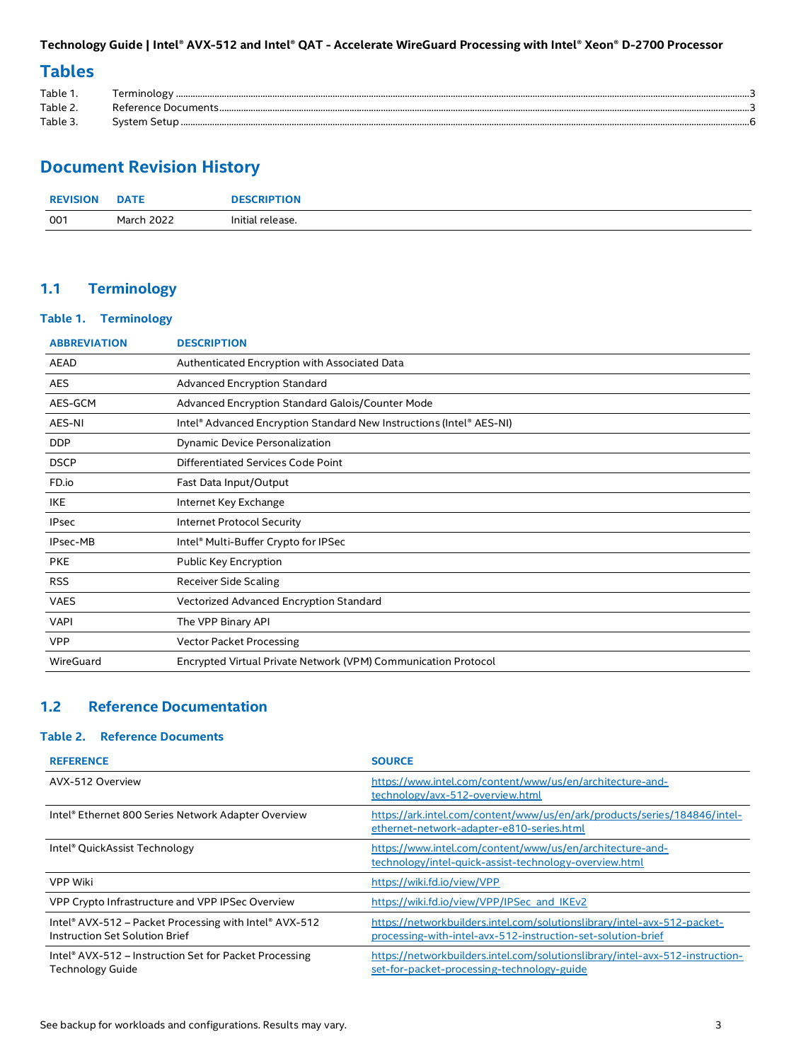## Tables

Table 1. Terminology ........................................................................................................ 3
Table 2. Reference Documents ............................................................................................ 3
Table 3. System Setup ........................................................................................................ 6

## Document Revision History

| REVISION | DATE | DESCRIPTION |
|---|---|---|
| 001 | March 2022 | Initial release. |

### 1.1 Terminology

**Table 1. Terminology**

| ABBREVIATION | DESCRIPTION |
|---|---|
| AEAD | Authenticated Encryption with Associated Data |
| AES | Advanced Encryption Standard |
| AES-GCM | Advanced Encryption Standard Galois/Counter Mode |
| AES-NI | Intel® Advanced Encryption Standard New Instructions (Intel® AES-NI) |
| DDP | Dynamic Device Personalization |
| DSCP | Differentiated Services Code Point |
| FD.io | Fast Data Input/Output |
| IKE | Internet Key Exchange |
| IPsec | Internet Protocol Security |
| IPsec-MB | Intel® Multi-Buffer Crypto for IPSec |
| PKE | Public Key Encryption |
| RSS | Receiver Side Scaling |
| VAES | Vectorized Advanced Encryption Standard |
| VAPI | The VPP Binary API |
| VPP | Vector Packet Processing |
| WireGuard | Encrypted Virtual Private Network (VPM) Communication Protocol |

### 1.2 Reference Documentation

**Table 2. Reference Documents**

| REFERENCE | SOURCE |
|---|---|
| AVX-512 Overview | https://www.intel.com/content/www/us/en/architecture-and-technology/avx-512-overview.html |
| Intel® Ethernet 800 Series Network Adapter Overview | https://ark.intel.com/content/www/us/en/ark/products/series/184846/intel-ethernet-network-adapter-e810-series.html |
| Intel® QuickAssist Technology | https://www.intel.com/content/www/us/en/architecture-and-technology/intel-quick-assist-technology-overview.html |
| VPP Wiki | https://wiki.fd.io/view/VPP |
| VPP Crypto Infrastructure and VPP IPSec Overview | https://wiki.fd.io/view/VPP/IPSec_and_IKEv2 |
| Intel® AVX-512 – Packet Processing with Intel® AVX-512 Instruction Set Solution Brief | https://networkbuilders.intel.com/solutionslibrary/intel-avx-512-packet-processing-with-intel-avx-512-instruction-set-solution-brief |
| Intel® AVX-512 – Instruction Set for Packet Processing Technology Guide | https://networkbuilders.intel.com/solutionslibrary/intel-avx-512-instruction-set-for-packet-processing-technology-guide |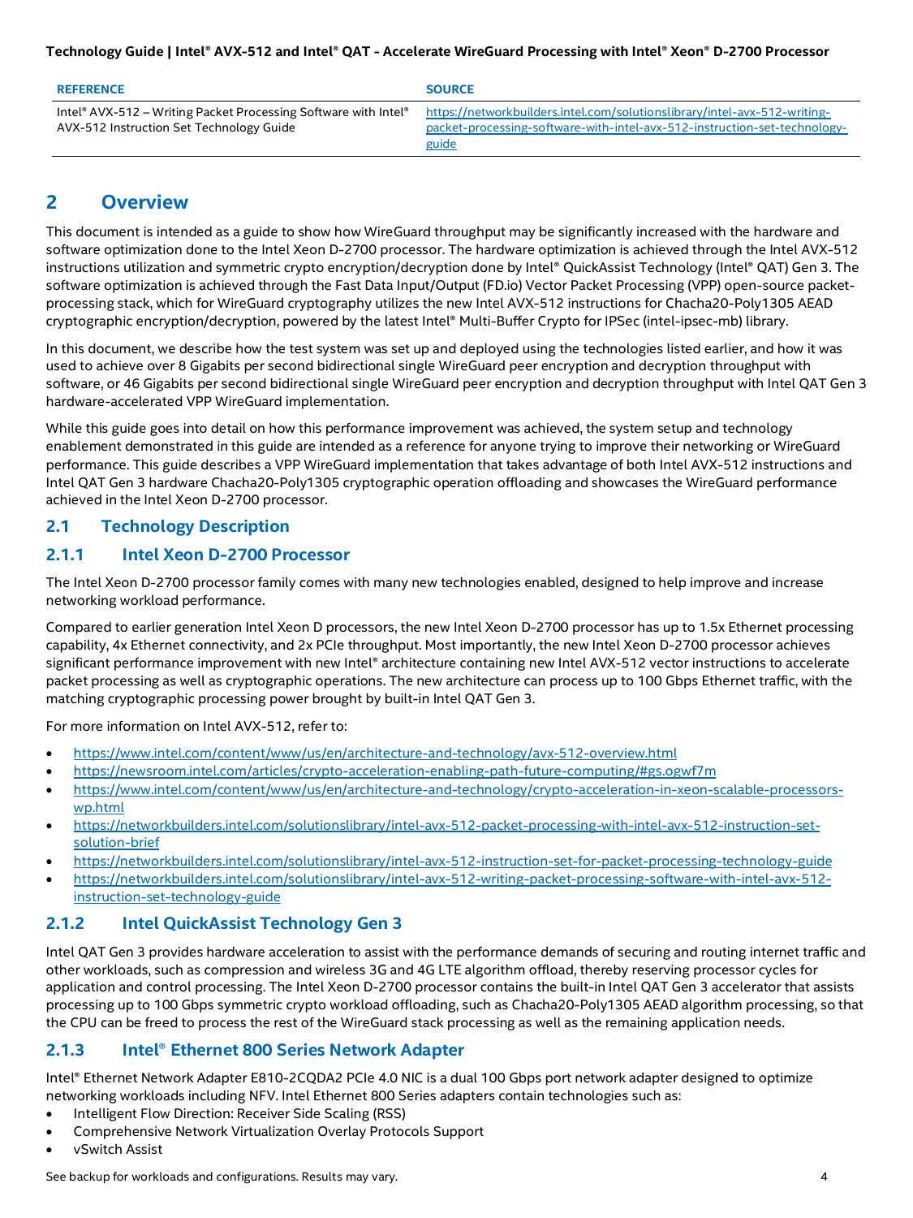| REFERENCE | SOURCE |
| --- | --- |
| Intel® AVX-512 – Writing Packet Processing Software with Intel® AVX-512 Instruction Set Technology Guide | https://networkbuilders.intel.com/solutionslibrary/intel-avx-512-writing-packet-processing-software-with-intel-avx-512-instruction-set-technology-guide |

# 2 Overview

This document is intended as a guide to show how WireGuard throughput may be significantly increased with the hardware and software optimization done to the Intel Xeon D-2700 processor. The hardware optimization is achieved through the Intel AVX-512 instructions utilization and symmetric crypto encryption/decryption done by Intel® QuickAssist Technology (Intel® QAT) Gen 3. The software optimization is achieved through the Fast Data Input/Output (FD.io) Vector Packet Processing (VPP) open-source packet-processing stack, which for WireGuard cryptography utilizes the new Intel AVX-512 instructions for Chacha20-Poly1305 AEAD cryptographic encryption/decryption, powered by the latest Intel® Multi-Buffer Crypto for IPSec (intel-ipsec-mb) library.

In this document, we describe how the test system was set up and deployed using the technologies listed earlier, and how it was used to achieve over 8 Gigabits per second bidirectional single WireGuard peer encryption and decryption throughput with software, or 46 Gigabits per second bidirectional single WireGuard peer encryption and decryption throughput with Intel QAT Gen 3 hardware-accelerated VPP WireGuard implementation.

While this guide goes into detail on how this performance improvement was achieved, the system setup and technology enablement demonstrated in this guide are intended as a reference for anyone trying to improve their networking or WireGuard performance. This guide describes a VPP WireGuard implementation that takes advantage of both Intel AVX-512 instructions and Intel QAT Gen 3 hardware Chacha20-Poly1305 cryptographic operation offloading and showcases the WireGuard performance achieved in the Intel Xeon D-2700 processor.

## 2.1 Technology Description

### 2.1.1 Intel Xeon D-2700 Processor

The Intel Xeon D-2700 processor family comes with many new technologies enabled, designed to help improve and increase networking workload performance.

Compared to earlier generation Intel Xeon D processors, the new Intel Xeon D-2700 processor has up to 1.5x Ethernet processing capability, 4x Ethernet connectivity, and 2x PCIe throughput. Most importantly, the new Intel Xeon D-2700 processor achieves significant performance improvement with new Intel® architecture containing new Intel AVX-512 vector instructions to accelerate packet processing as well as cryptographic operations. The new architecture can process up to 100 Gbps Ethernet traffic, with the matching cryptographic processing power brought by built-in Intel QAT Gen 3.

For more information on Intel AVX-512, refer to:

- https://www.intel.com/content/www/us/en/architecture-and-technology/avx-512-overview.html
- https://newsroom.intel.com/articles/crypto-acceleration-enabling-path-future-computing/#gs.ogwf7m
- https://www.intel.com/content/www/us/en/architecture-and-technology/crypto-acceleration-in-xeon-scalable-processors-wp.html
- https://networkbuilders.intel.com/solutionslibrary/intel-avx-512-packet-processing-with-intel-avx-512-instruction-set-solution-brief
- https://networkbuilders.intel.com/solutionslibrary/intel-avx-512-instruction-set-for-packet-processing-technology-guide
- https://networkbuilders.intel.com/solutionslibrary/intel-avx-512-writing-packet-processing-software-with-intel-avx-512-instruction-set-technology-guide

### 2.1.2 Intel QuickAssist Technology Gen 3

Intel QAT Gen 3 provides hardware acceleration to assist with the performance demands of securing and routing internet traffic and other workloads, such as compression and wireless 3G and 4G LTE algorithm offload, thereby reserving processor cycles for application and control processing. The Intel Xeon D-2700 processor contains the built-in Intel QAT Gen 3 accelerator that assists processing up to 100 Gbps symmetric crypto workload offloading, such as Chacha20-Poly1305 AEAD algorithm processing, so that the CPU can be freed to process the rest of the WireGuard stack processing as well as the remaining application needs.

### 2.1.3 Intel® Ethernet 800 Series Network Adapter

Intel® Ethernet Network Adapter E810-2CQDA2 PCIe 4.0 NIC is a dual 100 Gbps port network adapter designed to optimize networking workloads including NFV. Intel Ethernet 800 Series adapters contain technologies such as:

- Intelligent Flow Direction: Receiver Side Scaling (RSS)
- Comprehensive Network Virtualization Overlay Protocols Support
- vSwitch Assist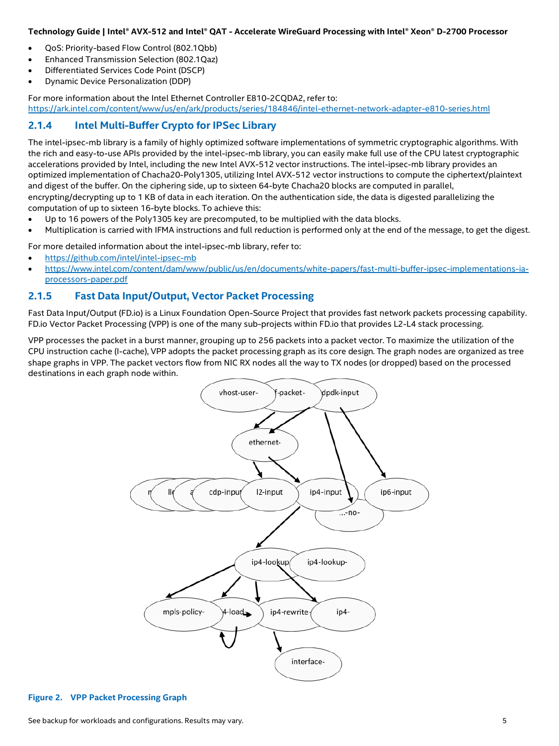- QoS: Priority-based Flow Control (802.1Qbb)
- Enhanced Transmission Selection (802.1Qaz)
- Differentiated Services Code Point (DSCP)
- Dynamic Device Personalization (DDP)

For more information about the Intel Ethernet Controller E810-2CQDA2, refer to:
https://ark.intel.com/content/www/us/en/ark/products/series/184846/intel-ethernet-network-adapter-e810-series.html

### 2.1.4 Intel Multi-Buffer Crypto for IPSec Library

The intel-ipsec-mb library is a family of highly optimized software implementations of symmetric cryptographic algorithms. With the rich and easy-to-use APIs provided by the intel-ipsec-mb library, you can easily make full use of the CPU latest cryptographic accelerations provided by Intel, including the new Intel AVX-512 vector instructions. The intel-ipsec-mb library provides an optimized implementation of Chacha20-Poly1305, utilizing Intel AVX-512 vector instructions to compute the ciphertext/plaintext and digest of the buffer. On the ciphering side, up to sixteen 64-byte Chacha20 blocks are computed in parallel, encrypting/decrypting up to 1 KB of data in each iteration. On the authentication side, the data is digested parallelizing the computation of up to sixteen 16-byte blocks. To achieve this:

- Up to 16 powers of the Poly1305 key are precomputed, to be multiplied with the data blocks.
- Multiplication is carried with IFMA instructions and full reduction is performed only at the end of the message, to get the digest.

For more detailed information about the intel-ipsec-mb library, refer to:

- https://github.com/intel/intel-ipsec-mb
- https://www.intel.com/content/dam/www/public/us/en/documents/white-papers/fast-multi-buffer-ipsec-implementations-ia-processors-paper.pdf

### 2.1.5 Fast Data Input/Output, Vector Packet Processing

Fast Data Input/Output (FD.io) is a Linux Foundation Open-Source Project that provides fast network packets processing capability. FD.io Vector Packet Processing (VPP) is one of the many sub-projects within FD.io that provides L2-L4 stack processing.

VPP processes the packet in a burst manner, grouping up to 256 packets into a packet vector. To maximize the utilization of the CPU instruction cache (I-cache), VPP adopts the packet processing graph as its core design. The graph nodes are organized as tree shape graphs in VPP. The packet vectors flow from NIC RX nodes all the way to TX nodes (or dropped) based on the processed destinations in each graph node within.

**Figure 2. VPP Packet Processing Graph**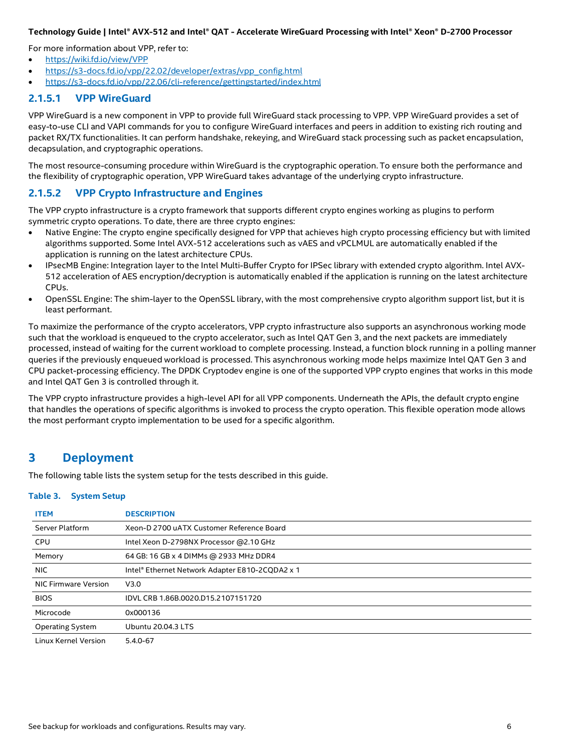For more information about VPP, refer to:

- https://wiki.fd.io/view/VPP
- https://s3-docs.fd.io/vpp/22.02/developer/extras/vpp_config.html
- https://s3-docs.fd.io/vpp/22.06/cli-reference/gettingstarted/index.html

#### 2.1.5.1 VPP WireGuard

VPP WireGuard is a new component in VPP to provide full WireGuard stack processing to VPP. VPP WireGuard provides a set of easy-to-use CLI and VAPI commands for you to configure WireGuard interfaces and peers in addition to existing rich routing and packet RX/TX functionalities. It can perform handshake, rekeying, and WireGuard stack processing such as packet encapsulation, decapsulation, and cryptographic operations.

The most resource-consuming procedure within WireGuard is the cryptographic operation. To ensure both the performance and the flexibility of cryptographic operation, VPP WireGuard takes advantage of the underlying crypto infrastructure.

#### 2.1.5.2 VPP Crypto Infrastructure and Engines

The VPP crypto infrastructure is a crypto framework that supports different crypto engines working as plugins to perform symmetric crypto operations. To date, there are three crypto engines:

- Native Engine: The crypto engine specifically designed for VPP that achieves high crypto processing efficiency but with limited algorithms supported. Some Intel AVX-512 accelerations such as vAES and vPCLMUL are automatically enabled if the application is running on the latest architecture CPUs.
- IPsecMB Engine: Integration layer to the Intel Multi-Buffer Crypto for IPSec library with extended crypto algorithm. Intel AVX-512 acceleration of AES encryption/decryption is automatically enabled if the application is running on the latest architecture CPUs.
- OpenSSL Engine: The shim-layer to the OpenSSL library, with the most comprehensive crypto algorithm support list, but it is least performant.

To maximize the performance of the crypto accelerators, VPP crypto infrastructure also supports an asynchronous working mode such that the workload is enqueued to the crypto accelerator, such as Intel QAT Gen 3, and the next packets are immediately processed, instead of waiting for the current workload to complete processing. Instead, a function block running in a polling manner queries if the previously enqueued workload is processed. This asynchronous working mode helps maximize Intel QAT Gen 3 and CPU packet-processing efficiency. The DPDK Cryptodev engine is one of the supported VPP crypto engines that works in this mode and Intel QAT Gen 3 is controlled through it.

The VPP crypto infrastructure provides a high-level API for all VPP components. Underneath the APIs, the default crypto engine that handles the operations of specific algorithms is invoked to process the crypto operation. This flexible operation mode allows the most performant crypto implementation to be used for a specific algorithm.

# 3 Deployment

The following table lists the system setup for the tests described in this guide.

**Table 3. System Setup**

| ITEM | DESCRIPTION |
|---|---|
| Server Platform | Xeon-D 2700 uATX Customer Reference Board |
| CPU | Intel Xeon D-2798NX Processor @2.10 GHz |
| Memory | 64 GB: 16 GB x 4 DIMMs @ 2933 MHz DDR4 |
| NIC | Intel® Ethernet Network Adapter E810-2CQDA2 x 1 |
| NIC Firmware Version | V3.0 |
| BIOS | IDVL CRB 1.86B.0020.D15.2107151720 |
| Microcode | 0x000136 |
| Operating System | Ubuntu 20.04.3 LTS |
| Linux Kernel Version | 5.4.0-67 |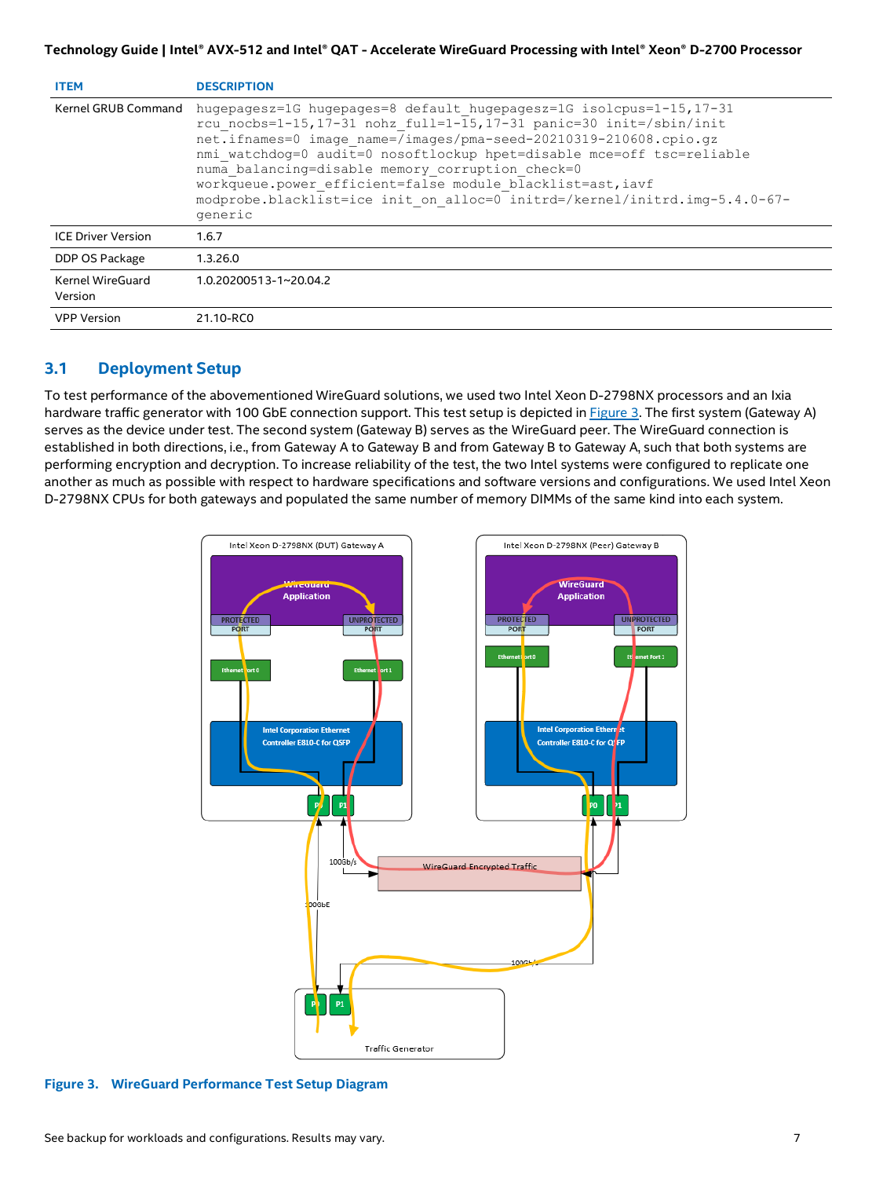| ITEM | DESCRIPTION |
| --- | --- |
| Kernel GRUB Command | hugepagesz=1G hugepages=8 default_hugepagesz=1G isolcpus=1-15,17-31 rcu_nocbs=1-15,17-31 nohz_full=1-15,17-31 panic=30 init=/sbin/init net.ifnames=0 image_name=/images/pma-seed-20210319-210608.cpio.gz nmi_watchdog=0 audit=0 nosoftlockup hpet=disable mce=off tsc=reliable numa_balancing=disable memory_corruption_check=0 workqueue.power_efficient=false module_blacklist=ast,iavf modprobe.blacklist=ice init_on_alloc=0 initrd=/kernel/initrd.img-5.4.0-67-generic |
| ICE Driver Version | 1.6.7 |
| DDP OS Package | 1.3.26.0 |
| Kernel WireGuard Version | 1.0.20200513-1~20.04.2 |
| VPP Version | 21.10-RC0 |

## 3.1 Deployment Setup

To test performance of the abovementioned WireGuard solutions, we used two Intel Xeon D-2798NX processors and an Ixia hardware traffic generator with 100 GbE connection support. This test setup is depicted in Figure 3. The first system (Gateway A) serves as the device under test. The second system (Gateway B) serves as the WireGuard peer. The WireGuard connection is established in both directions, i.e., from Gateway A to Gateway B and from Gateway B to Gateway A, such that both systems are performing encryption and decryption. To increase reliability of the test, the two Intel systems were configured to replicate one another as much as possible with respect to hardware specifications and software versions and configurations. We used Intel Xeon D-2798NX CPUs for both gateways and populated the same number of memory DIMMs of the same kind into each system.

**Figure 3. WireGuard Performance Test Setup Diagram**

See backup for workloads and configurations. Results may vary.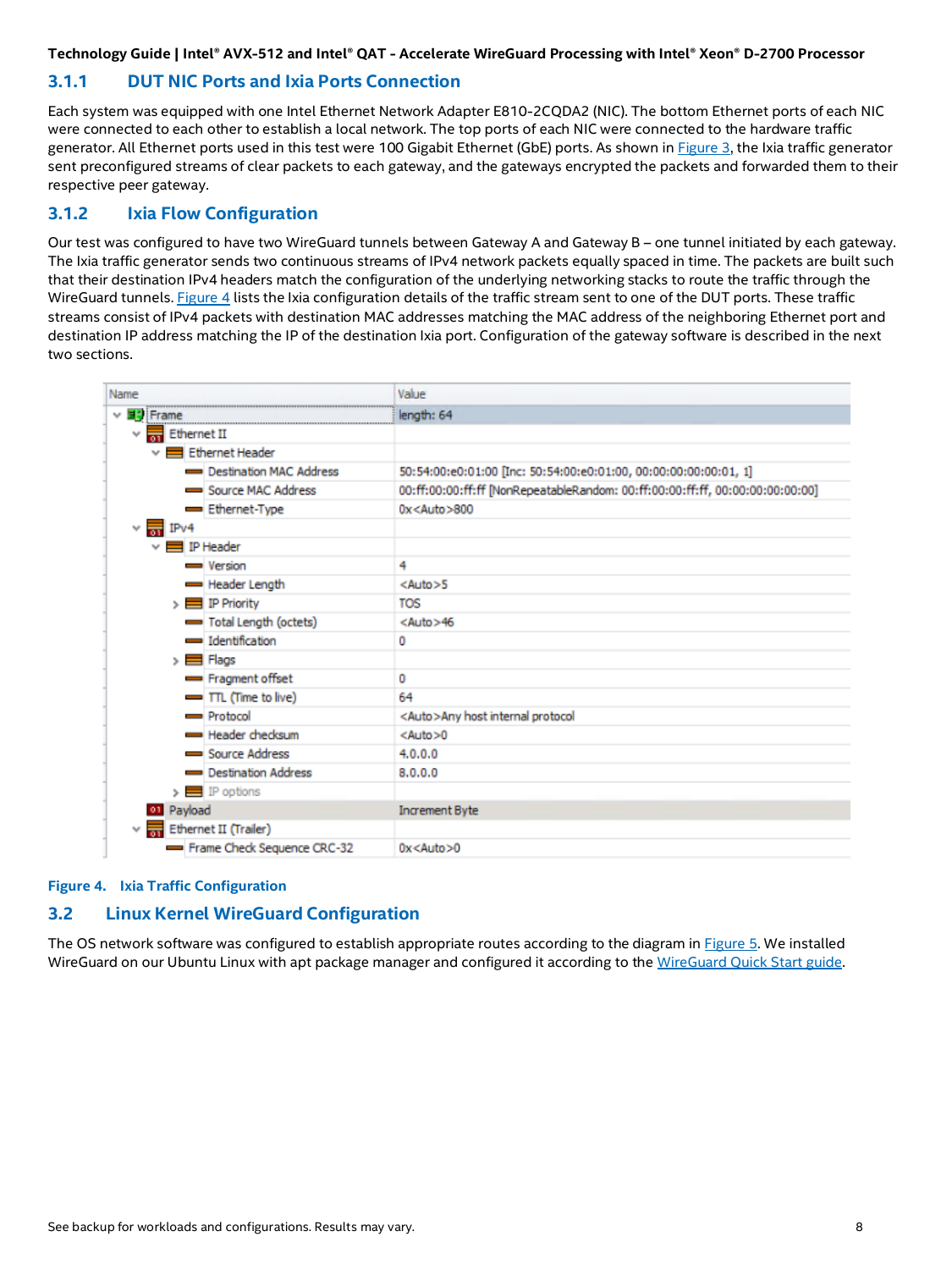### 3.1.1 DUT NIC Ports and Ixia Ports Connection

Each system was equipped with one Intel Ethernet Network Adapter E810-2CQDA2 (NIC). The bottom Ethernet ports of each NIC were connected to each other to establish a local network. The top ports of each NIC were connected to the hardware traffic generator. All Ethernet ports used in this test were 100 Gigabit Ethernet (GbE) ports. As shown in Figure 3, the Ixia traffic generator sent preconfigured streams of clear packets to each gateway, and the gateways encrypted the packets and forwarded them to their respective peer gateway.

### 3.1.2 Ixia Flow Configuration

Our test was configured to have two WireGuard tunnels between Gateway A and Gateway B – one tunnel initiated by each gateway. The Ixia traffic generator sends two continuous streams of IPv4 network packets equally spaced in time. The packets are built such that their destination IPv4 headers match the configuration of the underlying networking stacks to route the traffic through the WireGuard tunnels. Figure 4 lists the Ixia configuration details of the traffic stream sent to one of the DUT ports. These traffic streams consist of IPv4 packets with destination MAC addresses matching the MAC address of the neighboring Ethernet port and destination IP address matching the IP of the destination Ixia port. Configuration of the gateway software is described in the next two sections.

| Name | Value |
|---|---|
| Frame | length: 64 |
| Ethernet II | |
| Ethernet Header | |
| Destination MAC Address | 50:54:00:e0:01:00 [Inc: 50:54:00:e0:01:00, 00:00:00:00:00:01, 1] |
| Source MAC Address | 00:ff:00:00:ff:ff [NonRepeatableRandom: 00:ff:00:00:ff:ff, 00:00:00:00:00:00] |
| Ethernet-Type | 0x<Auto>800 |
| IPv4 | |
| IP Header | |
| Version | 4 |
| Header Length | <Auto>5 |
| IP Priority | TOS |
| Total Length (octets) | <Auto>46 |
| Identification | 0 |
| Flags | |
| Fragment offset | 0 |
| TTL (Time to live) | 64 |
| Protocol | <Auto>Any host internal protocol |
| Header checksum | <Auto>0 |
| Source Address | 4.0.0.0 |
| Destination Address | 8.0.0.0 |
| IP options | |
| Payload | Increment Byte |
| Ethernet II (Trailer) | |
| Frame Check Sequence CRC-32 | 0x<Auto>0 |

Figure 4. Ixia Traffic Configuration

## 3.2 Linux Kernel WireGuard Configuration

The OS network software was configured to establish appropriate routes according to the diagram in Figure 5. We installed WireGuard on our Ubuntu Linux with apt package manager and configured it according to the WireGuard Quick Start guide.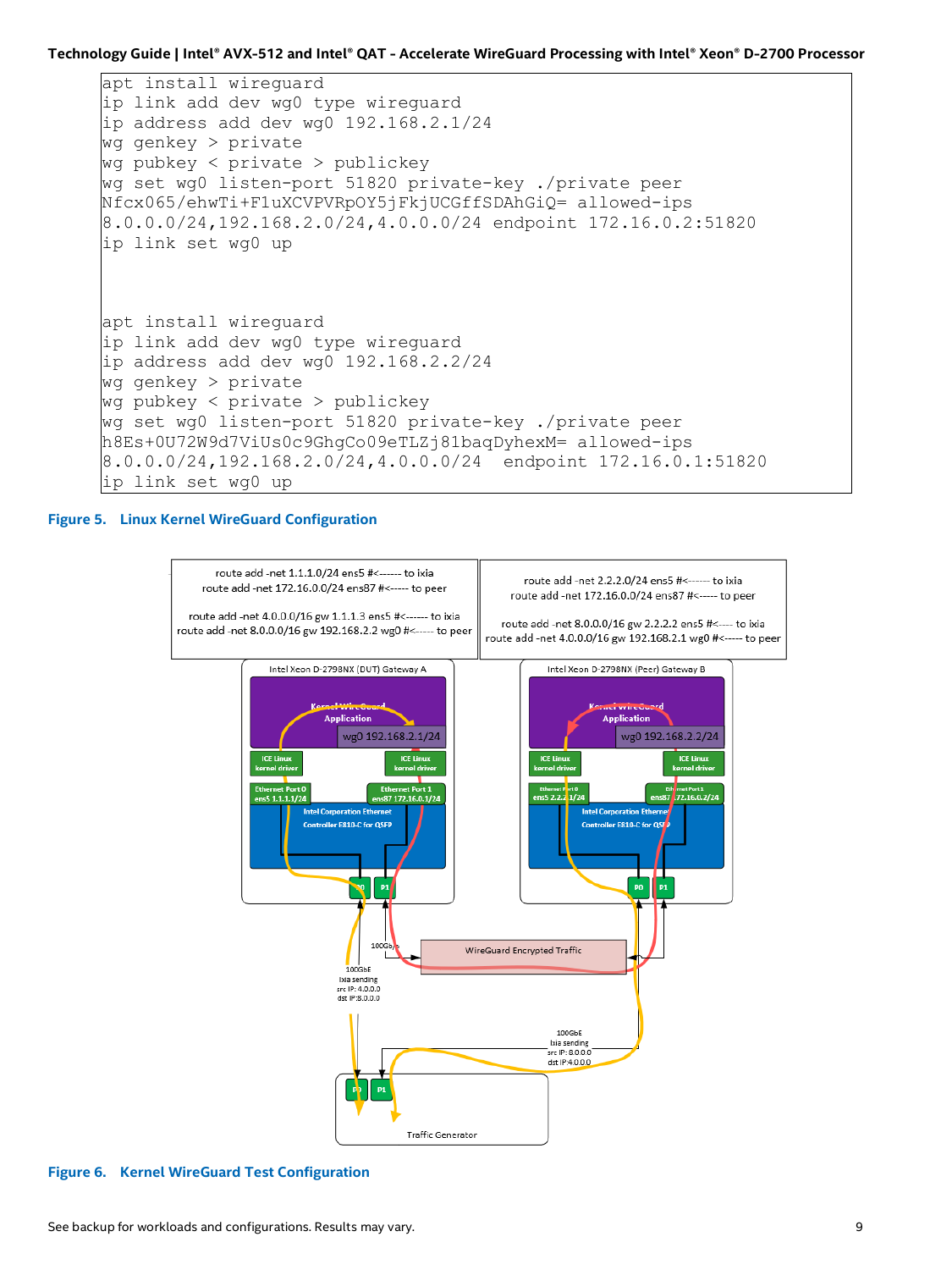```
apt install wireguard
ip link add dev wg0 type wireguard
ip address add dev wg0 192.168.2.1/24
wg genkey > private
wg pubkey < private > publickey
wg set wg0 listen-port 51820 private-key ./private peer
Nfcx065/ehwTi+F1uXCVPVRpOY5jFkjUCGffSDAhGiQ= allowed-ips
8.0.0.0/24,192.168.2.0/24,4.0.0.0/24 endpoint 172.16.0.2:51820
ip link set wg0 up


apt install wireguard
ip link add dev wg0 type wireguard
ip address add dev wg0 192.168.2.2/24
wg genkey > private
wg pubkey < private > publickey
wg set wg0 listen-port 51820 private-key ./private peer
h8Es+0U72W9d7ViUs0c9GhgCo09eTLZj81baqDyhexM= allowed-ips
8.0.0.0/24,192.168.2.0/24,4.0.0.0/24  endpoint 172.16.0.1:51820
ip link set wg0 up
```

**Figure 5. Linux Kernel WireGuard Configuration**

**Figure 6. Kernel WireGuard Test Configuration**

See backup for workloads and configurations. Results may vary.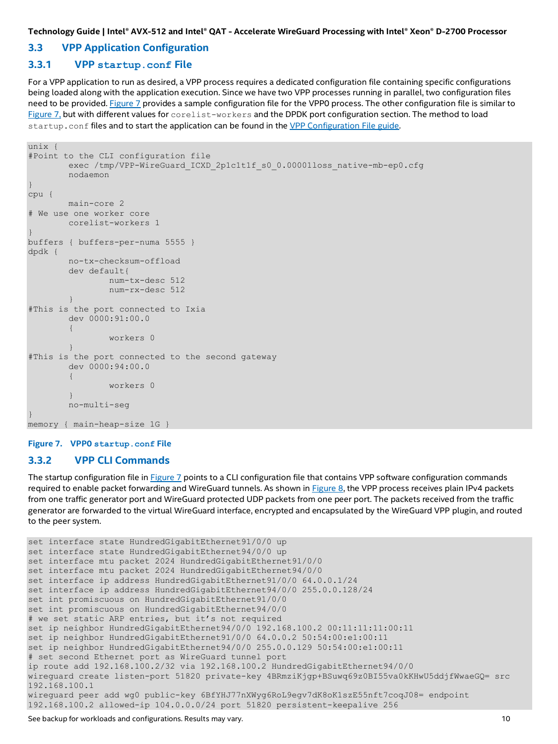## 3.3 VPP Application Configuration

### 3.3.1 VPP `startup.conf` File

For a VPP application to run as desired, a VPP process requires a dedicated configuration file containing specific configurations being loaded along with the application execution. Since we have two VPP processes running in parallel, two configuration files need to be provided. Figure 7 provides a sample configuration file for the VPP0 process. The other configuration file is similar to Figure 7, but with different values for `corelist-workers` and the DPDK port configuration section. The method to load `startup.conf` files and to start the application can be found in the VPP Configuration File guide.

```
unix {
#Point to the CLI configuration file
        exec /tmp/VPP-WireGuard_ICXD_2p1c1t1f_s0_0.00001loss_native-mb-ep0.cfg
        nodaemon
}
cpu {
        main-core 2
# We use one worker core
        corelist-workers 1
}
buffers { buffers-per-numa 5555 }
dpdk {
        no-tx-checksum-offload
        dev default{
                num-tx-desc 512
                num-rx-desc 512
        }
#This is the port connected to Ixia
        dev 0000:91:00.0
        {
                workers 0
        }
#This is the port connected to the second gateway
        dev 0000:94:00.0
        {
                workers 0
        }
        no-multi-seg
}
memory { main-heap-size 1G }
```

**Figure 7. VPP0 `startup.conf` File**

### 3.3.2 VPP CLI Commands

The startup configuration file in Figure 7 points to a CLI configuration file that contains VPP software configuration commands required to enable packet forwarding and WireGuard tunnels. As shown in Figure 8, the VPP process receives plain IPv4 packets from one traffic generator port and WireGuard protected UDP packets from one peer port. The packets received from the traffic generator are forwarded to the virtual WireGuard interface, encrypted and encapsulated by the WireGuard VPP plugin, and routed to the peer system.

```
set interface state HundredGigabitEthernet91/0/0 up
set interface state HundredGigabitEthernet94/0/0 up
set interface mtu packet 2024 HundredGigabitEthernet91/0/0
set interface mtu packet 2024 HundredGigabitEthernet94/0/0
set interface ip address HundredGigabitEthernet91/0/0 64.0.0.1/24
set interface ip address HundredGigabitEthernet94/0/0 255.0.0.128/24
set int promiscuous on HundredGigabitEthernet91/0/0
set int promiscuous on HundredGigabitEthernet94/0/0
# we set static ARP entries, but it's not required
set ip neighbor HundredGigabitEthernet94/0/0 192.168.100.2 00:11:11:11:00:11
set ip neighbor HundredGigabitEthernet91/0/0 64.0.0.2 50:54:00:e1:00:11
set ip neighbor HundredGigabitEthernet94/0/0 255.0.0.129 50:54:00:e1:00:11
# set second Ethernet port as WireGuard tunnel port
ip route add 192.168.100.2/32 via 192.168.100.2 HundredGigabitEthernet94/0/0
wireguard create listen-port 51820 private-key 4BRmziKjgp+BSuwq69z0BI55va0kKHwU5ddjfWwaeGQ= src
192.168.100.1
wireguard peer add wg0 public-key 6BfYHJ77nXWyg6RoL9egv7dK8oK1szE55nft7coqJ08= endpoint
192.168.100.2 allowed-ip 104.0.0.0/24 port 51820 persistent-keepalive 256
```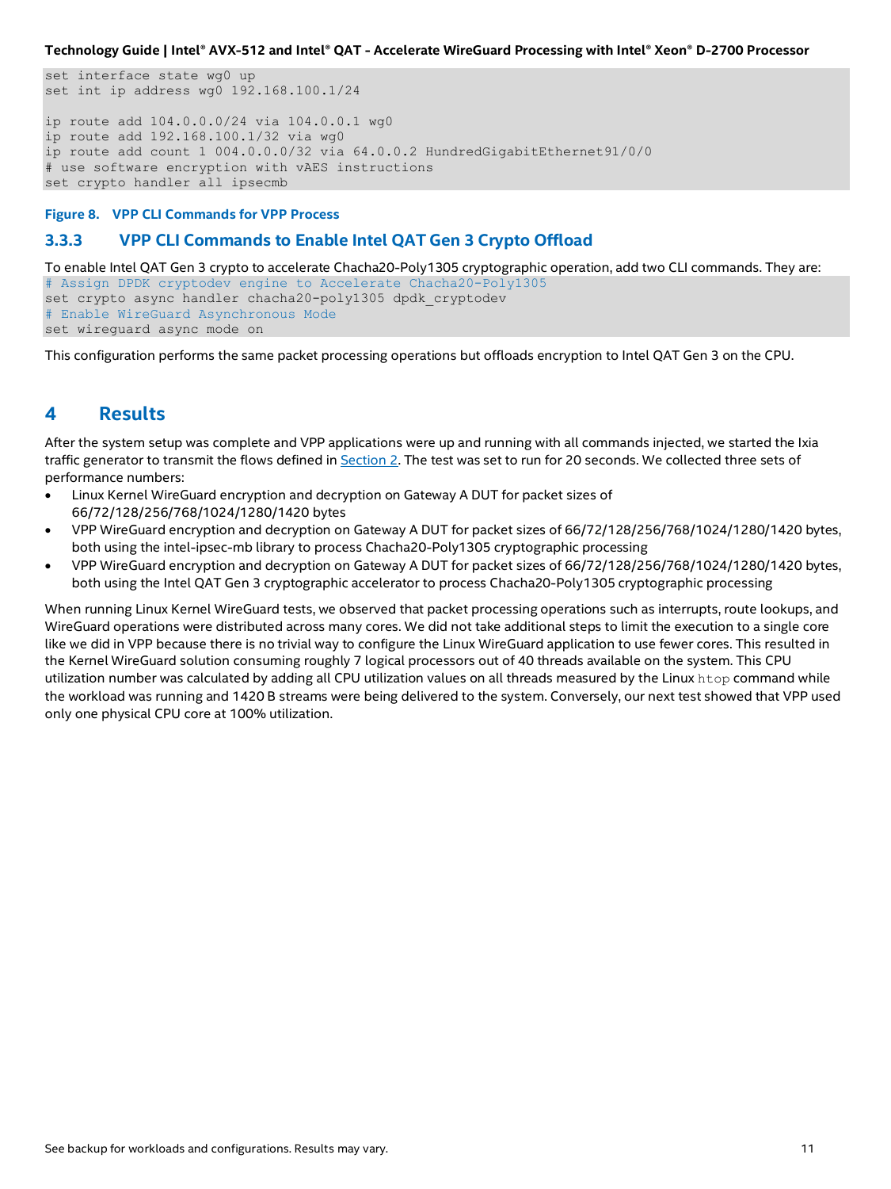```
set interface state wg0 up
set int ip address wg0 192.168.100.1/24

ip route add 104.0.0.0/24 via 104.0.0.1 wg0
ip route add 192.168.100.1/32 via wg0
ip route add count 1 004.0.0.0/32 via 64.0.0.2 HundredGigabitEthernet91/0/0
# use software encryption with vAES instructions
set crypto handler all ipsecmb
```

**Figure 8. VPP CLI Commands for VPP Process**

### 3.3.3 VPP CLI Commands to Enable Intel QAT Gen 3 Crypto Offload

To enable Intel QAT Gen 3 crypto to accelerate Chacha20-Poly1305 cryptographic operation, add two CLI commands. They are:

```
# Assign DPDK cryptodev engine to Accelerate Chacha20-Poly1305
set crypto async handler chacha20-poly1305 dpdk_cryptodev
# Enable WireGuard Asynchronous Mode
set wireguard async mode on
```

This configuration performs the same packet processing operations but offloads encryption to Intel QAT Gen 3 on the CPU.

# 4 Results

After the system setup was complete and VPP applications were up and running with all commands injected, we started the Ixia traffic generator to transmit the flows defined in Section 2. The test was set to run for 20 seconds. We collected three sets of performance numbers:

- Linux Kernel WireGuard encryption and decryption on Gateway A DUT for packet sizes of 66/72/128/256/768/1024/1280/1420 bytes
- VPP WireGuard encryption and decryption on Gateway A DUT for packet sizes of 66/72/128/256/768/1024/1280/1420 bytes, both using the intel-ipsec-mb library to process Chacha20-Poly1305 cryptographic processing
- VPP WireGuard encryption and decryption on Gateway A DUT for packet sizes of 66/72/128/256/768/1024/1280/1420 bytes, both using the Intel QAT Gen 3 cryptographic accelerator to process Chacha20-Poly1305 cryptographic processing

When running Linux Kernel WireGuard tests, we observed that packet processing operations such as interrupts, route lookups, and WireGuard operations were distributed across many cores. We did not take additional steps to limit the execution to a single core like we did in VPP because there is no trivial way to configure the Linux WireGuard application to use fewer cores. This resulted in the Kernel WireGuard solution consuming roughly 7 logical processors out of 40 threads available on the system. This CPU utilization number was calculated by adding all CPU utilization values on all threads measured by the Linux `htop` command while the workload was running and 1420 B streams were being delivered to the system. Conversely, our next test showed that VPP used only one physical CPU core at 100% utilization.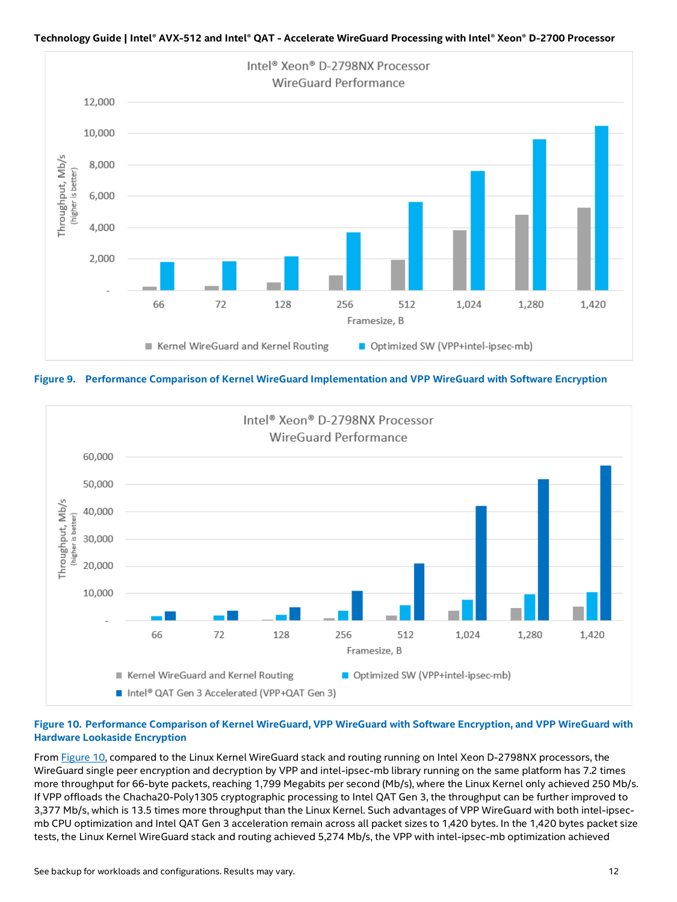**Figure 9. Performance Comparison of Kernel WireGuard Implementation and VPP WireGuard with Software Encryption**

**Figure 10. Performance Comparison of Kernel WireGuard, VPP WireGuard with Software Encryption, and VPP WireGuard with Hardware Lookaside Encryption**

From Figure 10, compared to the Linux Kernel WireGuard stack and routing running on Intel Xeon D-2798NX processors, the WireGuard single peer encryption and decryption by VPP and intel-ipsec-mb library running on the same platform has 7.2 times more throughput for 66-byte packets, reaching 1,799 Megabits per second (Mb/s), where the Linux Kernel only achieved 250 Mb/s. If VPP offloads the Chacha20-Poly1305 cryptographic processing to Intel QAT Gen 3, the throughput can be further improved to 3,377 Mb/s, which is 13.5 times more throughput than the Linux Kernel. Such advantages of VPP WireGuard with both intel-ipsec-mb CPU optimization and Intel QAT Gen 3 acceleration remain across all packet sizes to 1,420 bytes. In the 1,420 bytes packet size tests, the Linux Kernel WireGuard stack and routing achieved 5,274 Mb/s, the VPP with intel-ipsec-mb optimization achieved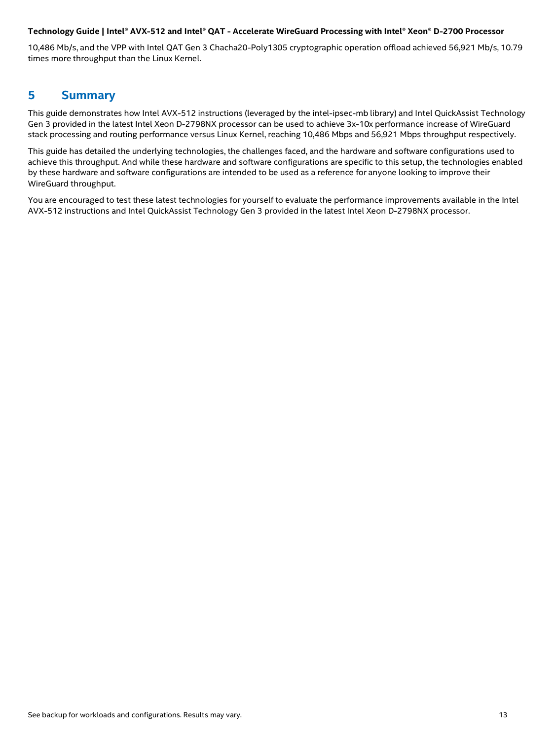10,486 Mb/s, and the VPP with Intel QAT Gen 3 Chacha20-Poly1305 cryptographic operation offload achieved 56,921 Mb/s, 10.79 times more throughput than the Linux Kernel.

## 5 Summary

This guide demonstrates how Intel AVX-512 instructions (leveraged by the intel-ipsec-mb library) and Intel QuickAssist Technology Gen 3 provided in the latest Intel Xeon D-2798NX processor can be used to achieve 3x-10x performance increase of WireGuard stack processing and routing performance versus Linux Kernel, reaching 10,486 Mbps and 56,921 Mbps throughput respectively.

This guide has detailed the underlying technologies, the challenges faced, and the hardware and software configurations used to achieve this throughput. And while these hardware and software configurations are specific to this setup, the technologies enabled by these hardware and software configurations are intended to be used as a reference for anyone looking to improve their WireGuard throughput.

You are encouraged to test these latest technologies for yourself to evaluate the performance improvements available in the Intel AVX-512 instructions and Intel QuickAssist Technology Gen 3 provided in the latest Intel Xeon D-2798NX processor.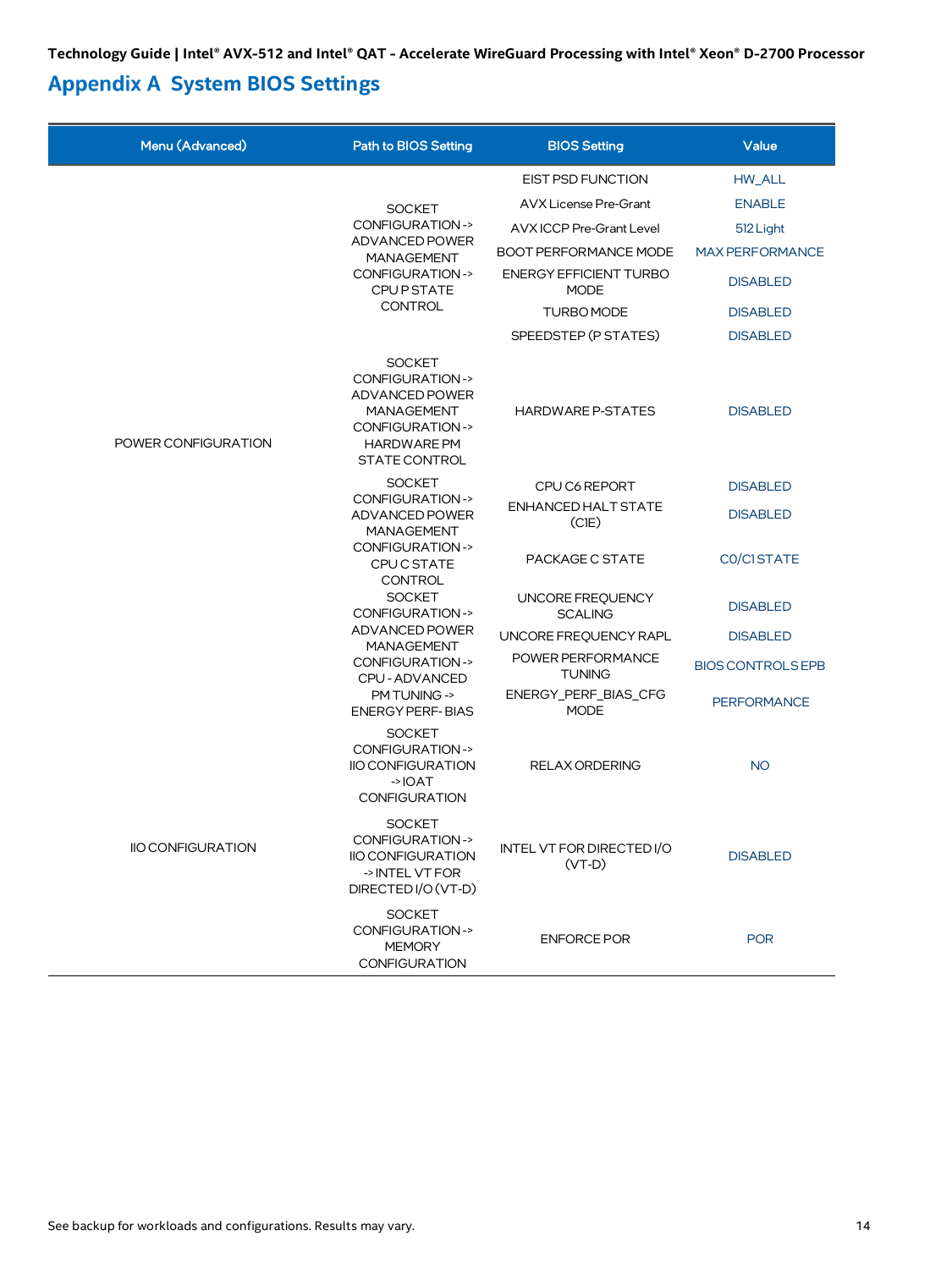# Appendix A System BIOS Settings

| Menu (Advanced) | Path to BIOS Setting | BIOS Setting | Value |
|---|---|---|---|
| POWER CONFIGURATION | SOCKET CONFIGURATION -> ADVANCED POWER MANAGEMENT CONFIGURATION -> CPU P STATE CONTROL | EIST PSD FUNCTION | HW_ALL |
| | | AVX License Pre-Grant | ENABLE |
| | | AVX ICCP Pre-Grant Level | 512 Light |
| | | BOOT PERFORMANCE MODE | MAX PERFORMANCE |
| | | ENERGY EFFICIENT TURBO MODE | DISABLED |
| | | TURBO MODE | DISABLED |
| | | SPEEDSTEP (P STATES) | DISABLED |
| | SOCKET CONFIGURATION -> ADVANCED POWER MANAGEMENT CONFIGURATION -> HARDWARE PM STATE CONTROL | HARDWARE P-STATES | DISABLED |
| | SOCKET CONFIGURATION -> ADVANCED POWER MANAGEMENT CONFIGURATION -> CPU C STATE CONTROL | CPU C6 REPORT | DISABLED |
| | | ENHANCED HALT STATE (C1E) | DISABLED |
| | | PACKAGE C STATE | C0/C1 STATE |
| | SOCKET CONFIGURATION -> ADVANCED POWER MANAGEMENT CONFIGURATION -> CPU - ADVANCED PM TUNING -> ENERGY PERF- BIAS | UNCORE FREQUENCY SCALING | DISABLED |
| | | UNCORE FREQUENCY RAPL | DISABLED |
| | | POWER PERFORMANCE TUNING | BIOS CONTROLS EPB |
| | | ENERGY_PERF_BIAS_CFG MODE | PERFORMANCE |
| IIO CONFIGURATION | SOCKET CONFIGURATION -> IIO CONFIGURATION -> IOAT CONFIGURATION | RELAX ORDERING | NO |
| | SOCKET CONFIGURATION -> IIO CONFIGURATION -> INTEL VT FOR DIRECTED I/O (VT-D) | INTEL VT FOR DIRECTED I/O (VT-D) | DISABLED |
| | SOCKET CONFIGURATION -> MEMORY CONFIGURATION | ENFORCE POR | POR |

See backup for workloads and configurations. Results may vary.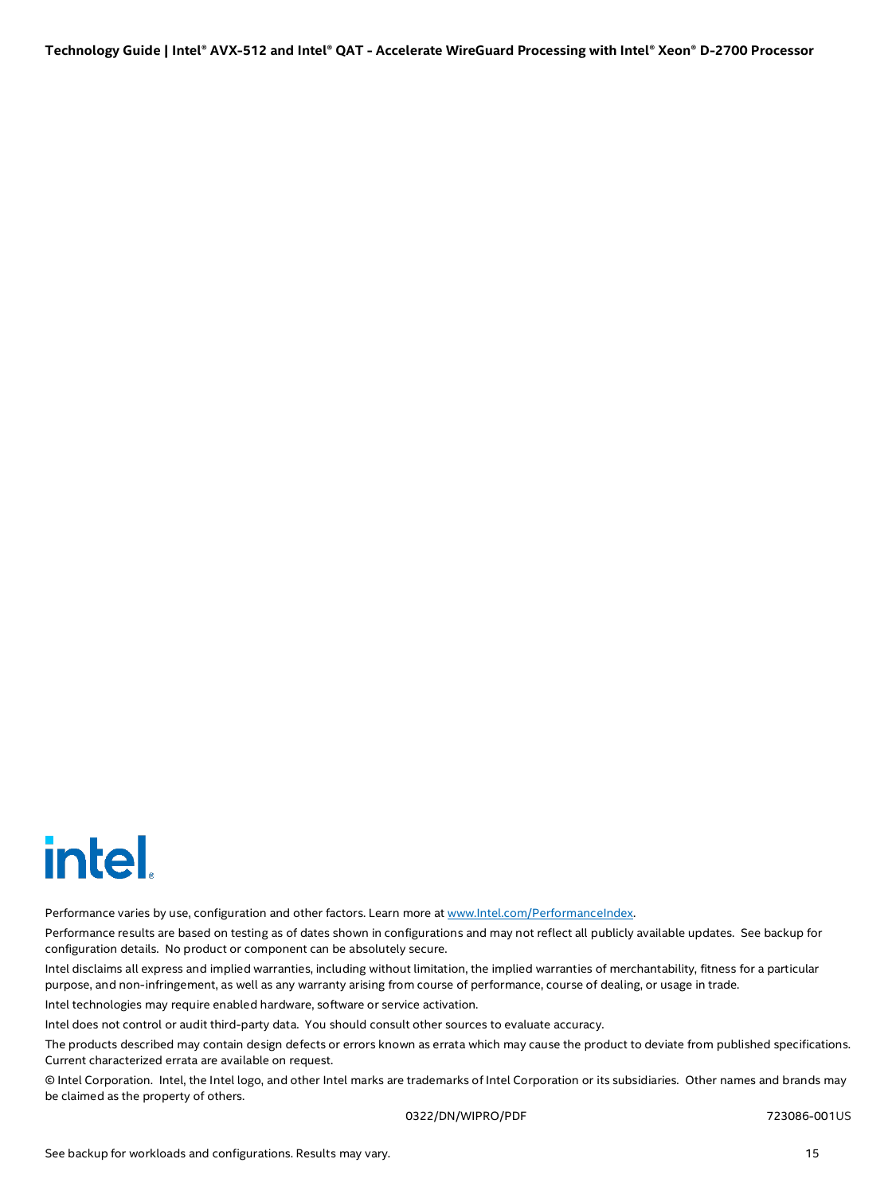intel.

Performance varies by use, configuration and other factors. Learn more at [www.Intel.com/PerformanceIndex](www.Intel.com/PerformanceIndex).

Performance results are based on testing as of dates shown in configurations and may not reflect all publicly available updates. See backup for configuration details. No product or component can be absolutely secure.

Intel disclaims all express and implied warranties, including without limitation, the implied warranties of merchantability, fitness for a particular purpose, and non-infringement, as well as any warranty arising from course of performance, course of dealing, or usage in trade.

Intel technologies may require enabled hardware, software or service activation.

Intel does not control or audit third-party data. You should consult other sources to evaluate accuracy.

The products described may contain design defects or errors known as errata which may cause the product to deviate from published specifications. Current characterized errata are available on request.

© Intel Corporation. Intel, the Intel logo, and other Intel marks are trademarks of Intel Corporation or its subsidiaries. Other names and brands may be claimed as the property of others.

0322/DN/WIPRO/PDF 723086-001US